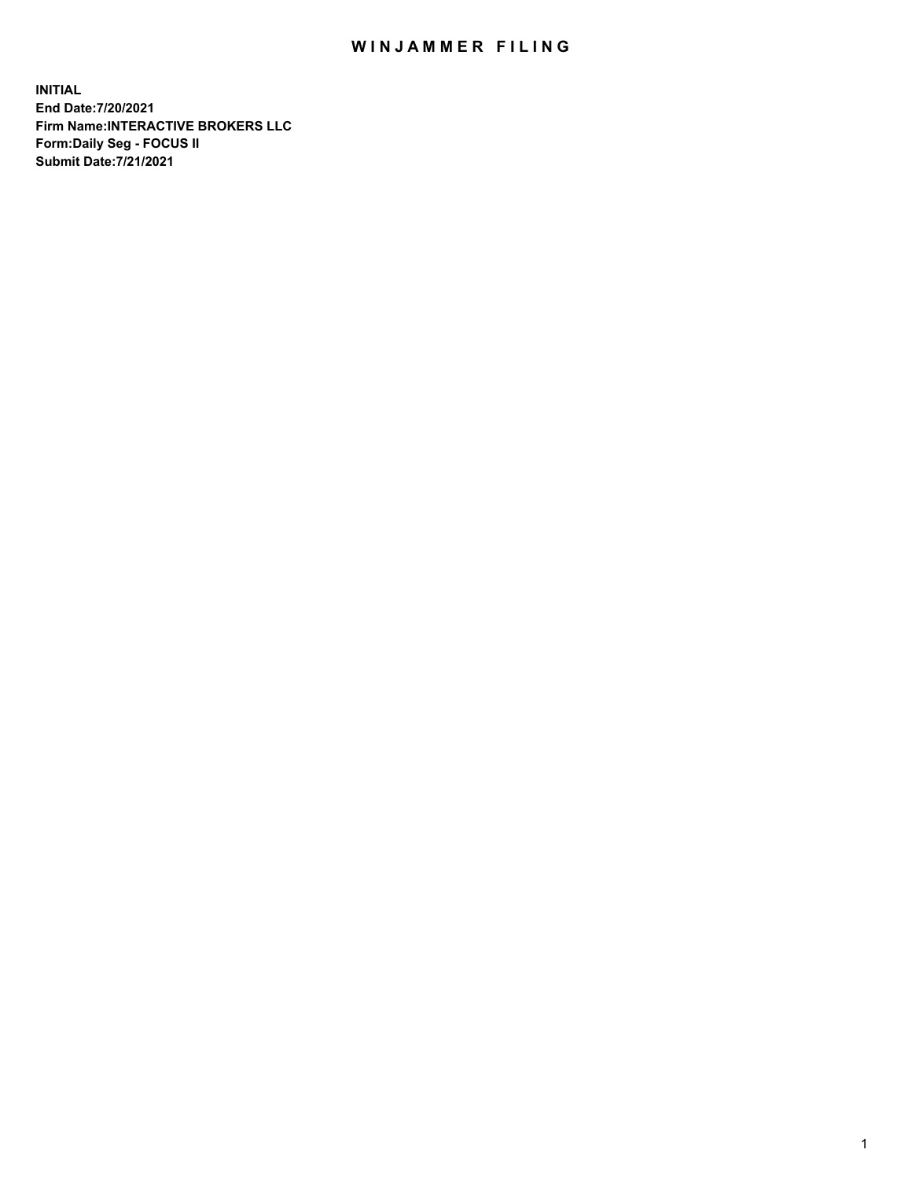# WINJAMMER FILING

**INITIAL**
**End Date:7/20/2021**
**Firm Name:INTERACTIVE BROKERS LLC**
**Form:Daily Seg - FOCUS II**
**Submit Date:7/21/2021**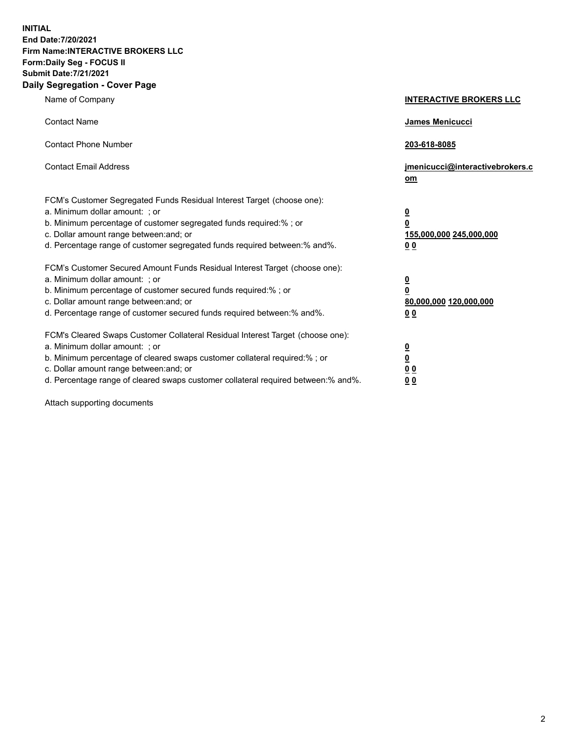**INITIAL**
**End Date:7/20/2021**
**Firm Name:INTERACTIVE BROKERS LLC**
**Form:Daily Seg - FOCUS II**
**Submit Date:7/21/2021**

## Daily Segregation - Cover Page

| | |
|---|---|
| Name of Company | **INTERACTIVE BROKERS LLC** |
| Contact Name | **James Menicucci** |
| Contact Phone Number | **203-618-8085** |
| Contact Email Address | **jmenicucci@interactivebrokers.com** |

FCM's Customer Segregated Funds Residual Interest Target (choose one):

| | |
|---|---|
| a. Minimum dollar amount: ; or | **0** |
| b. Minimum percentage of customer segregated funds required:% ; or | **0** |
| c. Dollar amount range between:and; or | **155,000,000** **245,000,000** |
| d. Percentage range of customer segregated funds required between:% and%. | **0** **0** |

FCM's Customer Secured Amount Funds Residual Interest Target (choose one):

| | |
|---|---|
| a. Minimum dollar amount: ; or | **0** |
| b. Minimum percentage of customer secured funds required:% ; or | **0** |
| c. Dollar amount range between:and; or | **80,000,000** **120,000,000** |
| d. Percentage range of customer secured funds required between:% and%. | **0** **0** |

FCM's Cleared Swaps Customer Collateral Residual Interest Target (choose one):

| | |
|---|---|
| a. Minimum dollar amount: ; or | **0** |
| b. Minimum percentage of cleared swaps customer collateral required:% ; or | **0** |
| c. Dollar amount range between:and; or | **0** **0** |
| d. Percentage range of cleared swaps customer collateral required between:% and%. | **0** **0** |

Attach supporting documents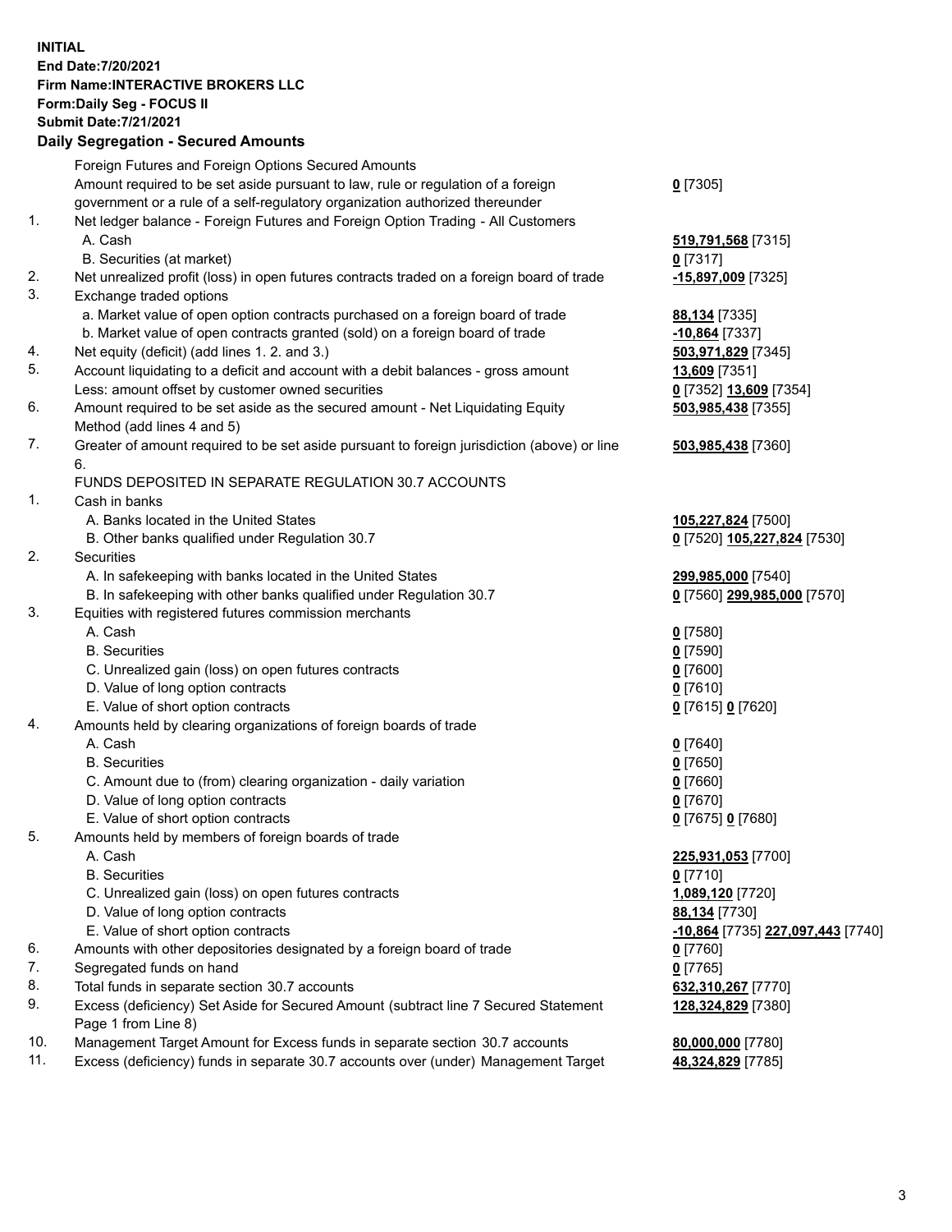**INITIAL**
**End Date:7/20/2021**
**Firm Name:INTERACTIVE BROKERS LLC**
**Form:Daily Seg - FOCUS II**
**Submit Date:7/21/2021**

## Daily Segregation - Secured Amounts

| | | |
|---|---|---|
| | Foreign Futures and Foreign Options Secured Amounts | |
| | Amount required to be set aside pursuant to law, rule or regulation of a foreign government or a rule of a self-regulatory organization authorized thereunder | **0** [7305] |
| 1. | Net ledger balance - Foreign Futures and Foreign Option Trading - All Customers | |
| | A. Cash | **519,791,568** [7315] |
| | B. Securities (at market) | **0** [7317] |
| 2. | Net unrealized profit (loss) in open futures contracts traded on a foreign board of trade | **-15,897,009** [7325] |
| 3. | Exchange traded options | |
| | a. Market value of open option contracts purchased on a foreign board of trade | **88,134** [7335] |
| | b. Market value of open contracts granted (sold) on a foreign board of trade | **-10,864** [7337] |
| 4. | Net equity (deficit) (add lines 1. 2. and 3.) | **503,971,829** [7345] |
| 5. | Account liquidating to a deficit and account with a debit balances - gross amount | **13,609** [7351] |
| | Less: amount offset by customer owned securities | **0** [7352] **13,609** [7354] |
| 6. | Amount required to be set aside as the secured amount - Net Liquidating Equity Method (add lines 4 and 5) | **503,985,438** [7355] |
| 7. | Greater of amount required to be set aside pursuant to foreign jurisdiction (above) or line 6. | **503,985,438** [7360] |
| | FUNDS DEPOSITED IN SEPARATE REGULATION 30.7 ACCOUNTS | |
| 1. | Cash in banks | |
| | A. Banks located in the United States | **105,227,824** [7500] |
| | B. Other banks qualified under Regulation 30.7 | **0** [7520] **105,227,824** [7530] |
| 2. | Securities | |
| | A. In safekeeping with banks located in the United States | **299,985,000** [7540] |
| | B. In safekeeping with other banks qualified under Regulation 30.7 | **0** [7560] **299,985,000** [7570] |
| 3. | Equities with registered futures commission merchants | |
| | A. Cash | **0** [7580] |
| | B. Securities | **0** [7590] |
| | C. Unrealized gain (loss) on open futures contracts | **0** [7600] |
| | D. Value of long option contracts | **0** [7610] |
| | E. Value of short option contracts | **0** [7615] **0** [7620] |
| 4. | Amounts held by clearing organizations of foreign boards of trade | |
| | A. Cash | **0** [7640] |
| | B. Securities | **0** [7650] |
| | C. Amount due to (from) clearing organization - daily variation | **0** [7660] |
| | D. Value of long option contracts | **0** [7670] |
| | E. Value of short option contracts | **0** [7675] **0** [7680] |
| 5. | Amounts held by members of foreign boards of trade | |
| | A. Cash | **225,931,053** [7700] |
| | B. Securities | **0** [7710] |
| | C. Unrealized gain (loss) on open futures contracts | **1,089,120** [7720] |
| | D. Value of long option contracts | **88,134** [7730] |
| | E. Value of short option contracts | **-10,864** [7735] **227,097,443** [7740] |
| 6. | Amounts with other depositories designated by a foreign board of trade | **0** [7760] |
| 7. | Segregated funds on hand | **0** [7765] |
| 8. | Total funds in separate section 30.7 accounts | **632,310,267** [7770] |
| 9. | Excess (deficiency) Set Aside for Secured Amount (subtract line 7 Secured Statement Page 1 from Line 8) | **128,324,829** [7380] |
| 10. | Management Target Amount for Excess funds in separate section 30.7 accounts | **80,000,000** [7780] |
| 11. | Excess (deficiency) funds in separate 30.7 accounts over (under) Management Target | **48,324,829** [7785] |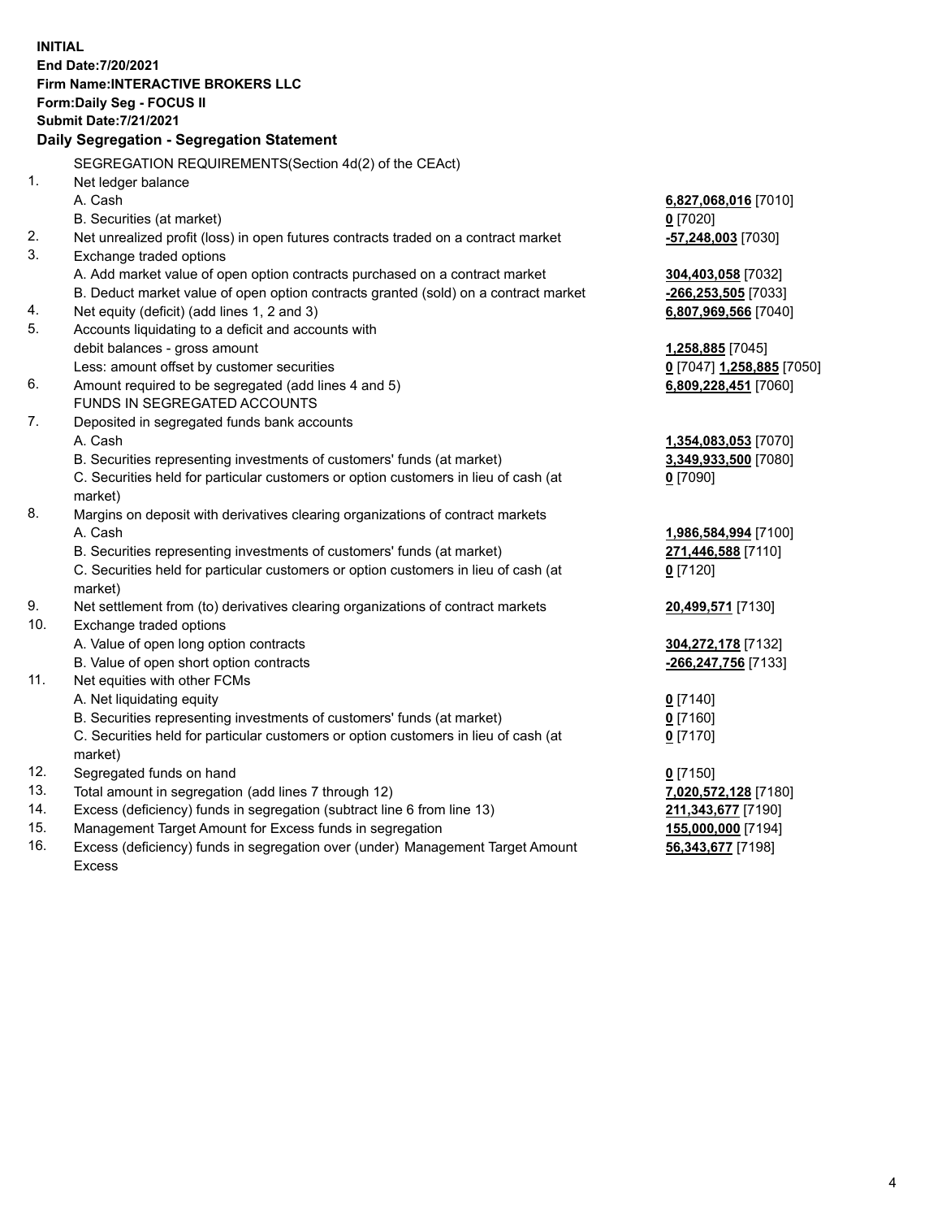**INITIAL**
**End Date:7/20/2021**
**Firm Name:INTERACTIVE BROKERS LLC**
**Form:Daily Seg - FOCUS II**
**Submit Date:7/21/2021**

## Daily Segregation - Segregation Statement

SEGREGATION REQUIREMENTS(Section 4d(2) of the CEAct)

| | | |
|---|---|---|
| 1. | Net ledger balance | |
| | A. Cash | **6,827,068,016** [7010] |
| | B. Securities (at market) | **0** [7020] |
| 2. | Net unrealized profit (loss) in open futures contracts traded on a contract market | **-57,248,003** [7030] |
| 3. | Exchange traded options | |
| | A. Add market value of open option contracts purchased on a contract market | **304,403,058** [7032] |
| | B. Deduct market value of open option contracts granted (sold) on a contract market | **-266,253,505** [7033] |
| 4. | Net equity (deficit) (add lines 1, 2 and 3) | **6,807,969,566** [7040] |
| 5. | Accounts liquidating to a deficit and accounts with debit balances - gross amount | **1,258,885** [7045] |
| | Less: amount offset by customer securities | **0** [7047] **1,258,885** [7050] |
| 6. | Amount required to be segregated (add lines 4 and 5) | **6,809,228,451** [7060] |
| | FUNDS IN SEGREGATED ACCOUNTS | |
| 7. | Deposited in segregated funds bank accounts | |
| | A. Cash | **1,354,083,053** [7070] |
| | B. Securities representing investments of customers' funds (at market) | **3,349,933,500** [7080] |
| | C. Securities held for particular customers or option customers in lieu of cash (at market) | **0** [7090] |
| 8. | Margins on deposit with derivatives clearing organizations of contract markets | |
| | A. Cash | **1,986,584,994** [7100] |
| | B. Securities representing investments of customers' funds (at market) | **271,446,588** [7110] |
| | C. Securities held for particular customers or option customers in lieu of cash (at market) | **0** [7120] |
| 9. | Net settlement from (to) derivatives clearing organizations of contract markets | **20,499,571** [7130] |
| 10. | Exchange traded options | |
| | A. Value of open long option contracts | **304,272,178** [7132] |
| | B. Value of open short option contracts | **-266,247,756** [7133] |
| 11. | Net equities with other FCMs | |
| | A. Net liquidating equity | **0** [7140] |
| | B. Securities representing investments of customers' funds (at market) | **0** [7160] |
| | C. Securities held for particular customers or option customers in lieu of cash (at market) | **0** [7170] |
| 12. | Segregated funds on hand | **0** [7150] |
| 13. | Total amount in segregation (add lines 7 through 12) | **7,020,572,128** [7180] |
| 14. | Excess (deficiency) funds in segregation (subtract line 6 from line 13) | **211,343,677** [7190] |
| 15. | Management Target Amount for Excess funds in segregation | **155,000,000** [7194] |
| 16. | Excess (deficiency) funds in segregation over (under) Management Target Amount Excess | **56,343,677** [7198] |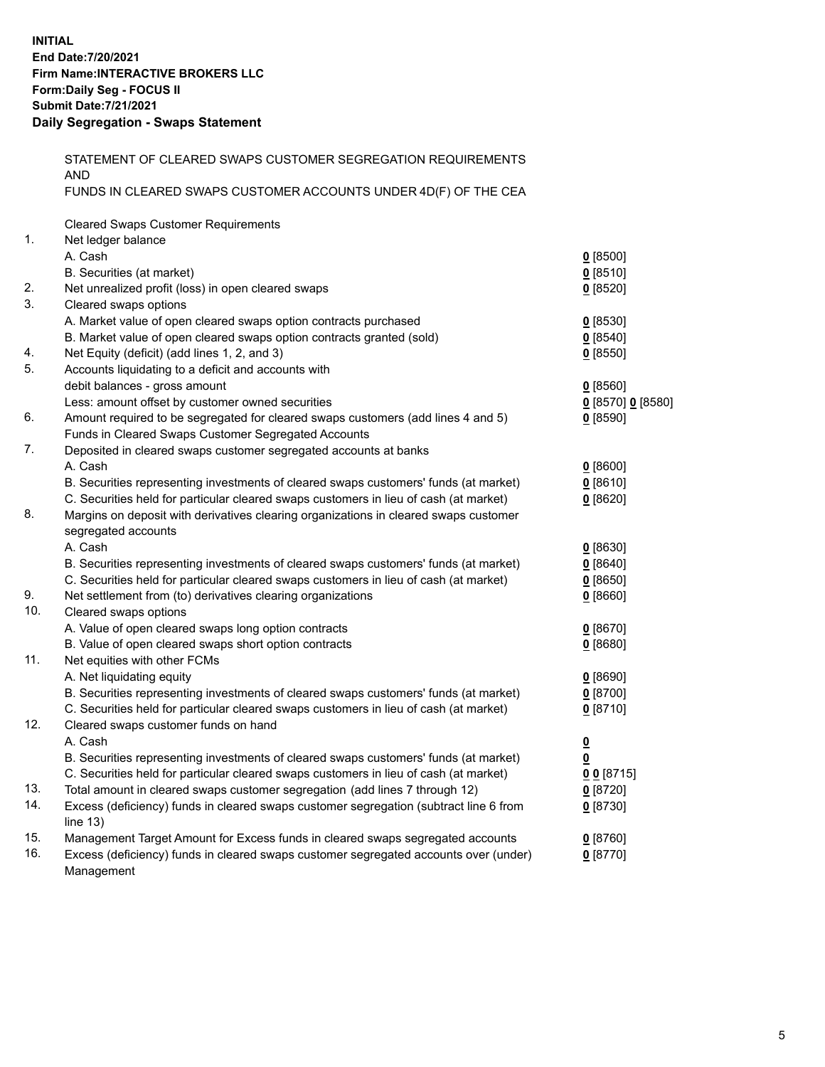**INITIAL**
**End Date:7/20/2021**
**Firm Name:INTERACTIVE BROKERS LLC**
**Form:Daily Seg - FOCUS II**
**Submit Date:7/21/2021**
**Daily Segregation - Swaps Statement**

STATEMENT OF CLEARED SWAPS CUSTOMER SEGREGATION REQUIREMENTS AND FUNDS IN CLEARED SWAPS CUSTOMER ACCOUNTS UNDER 4D(F) OF THE CEA

| | | |
|---|---|---|
| | Cleared Swaps Customer Requirements | |
| 1. | Net ledger balance | |
| | A. Cash | 0 [8500] |
| | B. Securities (at market) | 0 [8510] |
| 2. | Net unrealized profit (loss) in open cleared swaps | 0 [8520] |
| 3. | Cleared swaps options | |
| | A. Market value of open cleared swaps option contracts purchased | 0 [8530] |
| | B. Market value of open cleared swaps option contracts granted (sold) | 0 [8540] |
| 4. | Net Equity (deficit) (add lines 1, 2, and 3) | 0 [8550] |
| 5. | Accounts liquidating to a deficit and accounts with debit balances - gross amount | 0 [8560] |
| | Less: amount offset by customer owned securities | 0 [8570] 0 [8580] |
| 6. | Amount required to be segregated for cleared swaps customers (add lines 4 and 5) | 0 [8590] |
| | Funds in Cleared Swaps Customer Segregated Accounts | |
| 7. | Deposited in cleared swaps customer segregated accounts at banks | |
| | A. Cash | 0 [8600] |
| | B. Securities representing investments of cleared swaps customers' funds (at market) | 0 [8610] |
| | C. Securities held for particular cleared swaps customers in lieu of cash (at market) | 0 [8620] |
| 8. | Margins on deposit with derivatives clearing organizations in cleared swaps customer segregated accounts | |
| | A. Cash | 0 [8630] |
| | B. Securities representing investments of cleared swaps customers' funds (at market) | 0 [8640] |
| | C. Securities held for particular cleared swaps customers in lieu of cash (at market) | 0 [8650] |
| 9. | Net settlement from (to) derivatives clearing organizations | 0 [8660] |
| 10. | Cleared swaps options | |
| | A. Value of open cleared swaps long option contracts | 0 [8670] |
| | B. Value of open cleared swaps short option contracts | 0 [8680] |
| 11. | Net equities with other FCMs | |
| | A. Net liquidating equity | 0 [8690] |
| | B. Securities representing investments of cleared swaps customers' funds (at market) | 0 [8700] |
| | C. Securities held for particular cleared swaps customers in lieu of cash (at market) | 0 [8710] |
| 12. | Cleared swaps customer funds on hand | |
| | A. Cash | 0 |
| | B. Securities representing investments of cleared swaps customers' funds (at market) | 0 |
| | C. Securities held for particular cleared swaps customers in lieu of cash (at market) | 0 0 [8715] |
| 13. | Total amount in cleared swaps customer segregation (add lines 7 through 12) | 0 [8720] |
| 14. | Excess (deficiency) funds in cleared swaps customer segregation (subtract line 6 from line 13) | 0 [8730] |
| 15. | Management Target Amount for Excess funds in cleared swaps segregated accounts | 0 [8760] |
| 16. | Excess (deficiency) funds in cleared swaps customer segregated accounts over (under) Management | 0 [8770] |